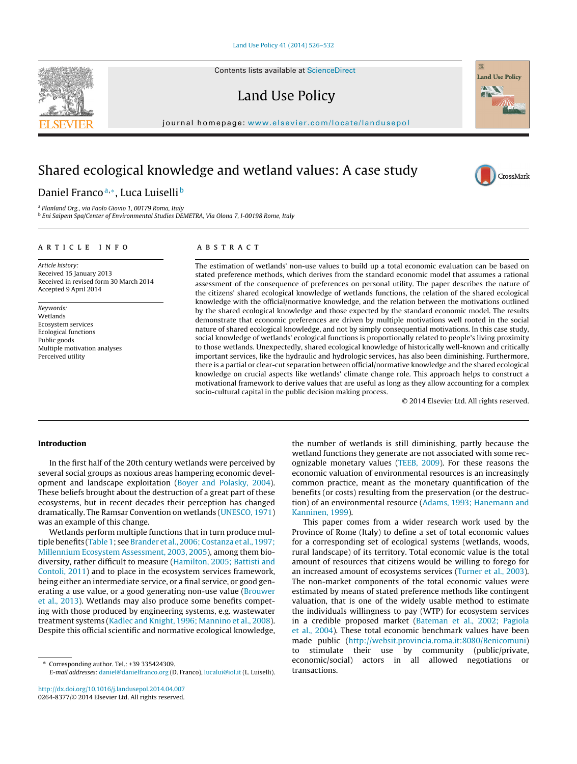# Shared ecological knowledge and wetland values: A case study

Daniel Franco[a,*], Luca Luiselli[b]

[a] Planland Org., via Paolo Giovio 1, 00179 Roma, Italy
[b] Eni Saipem Spa/Center of Environmental Studies DEMETRA, Via Olona 7, I-00198 Rome, Italy

## ARTICLE INFO

*Article history:*
Received 15 January 2013
Received in revised form 30 March 2014
Accepted 9 April 2014

*Keywords:*
Wetlands
Ecosystem services
Ecological functions
Public goods
Multiple motivation analyses
Perceived utility

## ABSTRACT

The estimation of wetlands' non-use values to build up a total economic evaluation can be based on stated preference methods, which derives from the standard economic model that assumes a rational assessment of the consequence of preferences on personal utility. The paper describes the nature of the citizens' shared ecological knowledge of wetlands functions, the relation of the shared ecological knowledge with the official/normative knowledge, and the relation between the motivations outlined by the shared ecological knowledge and those expected by the standard economic model. The results demonstrate that economic preferences are driven by multiple motivations well rooted in the social nature of shared ecological knowledge, and not by simply consequential motivations. In this case study, social knowledge of wetlands' ecological functions is proportionally related to people's living proximity to those wetlands. Unexpectedly, shared ecological knowledge of historically well-known and critically important services, like the hydraulic and hydrologic services, has also been diminishing. Furthermore, there is a partial or clear-cut separation between official/normative knowledge and the shared ecological knowledge on crucial aspects like wetlands' climate change role. This approach helps to construct a motivational framework to derive values that are useful as long as they allow accounting for a complex socio-cultural capital in the public decision making process.

© 2014 Elsevier Ltd. All rights reserved.

## Introduction

In the first half of the 20th century wetlands were perceived by several social groups as noxious areas hampering economic development and landscape exploitation (Boyer and Polasky, 2004). These beliefs brought about the destruction of a great part of these ecosystems, but in recent decades their perception has changed dramatically. The Ramsar Convention on wetlands (UNESCO, 1971) was an example of this change.

Wetlands perform multiple functions that in turn produce multiple benefits (Table 1; see Brander et al., 2006; Costanza et al., 1997; Millennium Ecosystem Assessment, 2003, 2005), among them biodiversity, rather difficult to measure (Hamilton, 2005; Battisti and Contoli, 2011) and to place in the ecosystem services framework, being either an intermediate service, or a final service, or good generating a use value, or a good generating non-use value (Brouwer et al., 2013). Wetlands may also produce some benefits competing with those produced by engineering systems, e.g. wastewater treatment systems (Kadlec and Knight, 1996; Mannino et al., 2008). Despite this official scientific and normative ecological knowledge, the number of wetlands is still diminishing, partly because the wetland functions they generate are not associated with some recognizable monetary values (TEEB, 2009). For these reasons the economic valuation of environmental resources is an increasingly common practice, meant as the monetary quantification of the benefits (or costs) resulting from the preservation (or the destruction) of an environmental resource (Adams, 1993; Hanemann and Kanninen, 1999).

This paper comes from a wider research work used by the Province of Rome (Italy) to define a set of total economic values for a corresponding set of ecological systems (wetlands, woods, rural landscape) of its territory. Total economic value is the total amount of resources that citizens would be willing to forego for an increased amount of ecosystems services (Turner et al., 2003). The non-market components of the total economic values were estimated by means of stated preference methods like contingent valuation, that is one of the widely usable method to estimate the individuals willingness to pay (WTP) for ecosystem services in a credible proposed market (Bateman et al., 2002; Pagiola et al., 2004). These total economic benchmark values have been made public (http://websit.provincia.roma.it:8080/Benicomuni) to stimulate their use by community (public/private, economic/social) actors in all allowed negotiations or transactions.

\* Corresponding author. Tel.: +39 335424309.
*E-mail addresses:* daniel@danielfranco.org (D. Franco), lucalui@iol.it (L. Luiselli).

http://dx.doi.org/10.1016/j.landusepol.2014.04.007
0264-8377/© 2014 Elsevier Ltd. All rights reserved.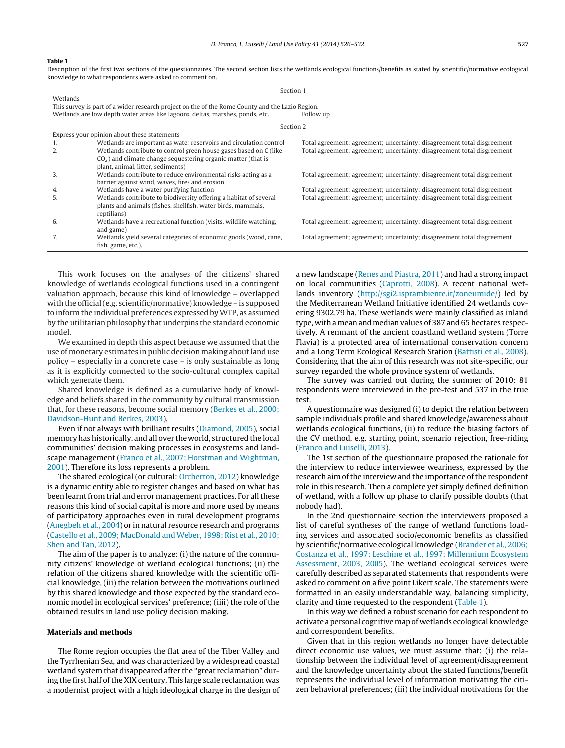**Table 1**
Description of the first two sections of the questionnaires. The second section lists the wetlands ecological functions/benefits as stated by scientific/normative ecological knowledge to what respondents were asked to comment on.

| | Section 1 | |
|---|---|---|
| Wetlands | | |
| This survey is part of a wider research project on the of the Rome County and the Lazio Region. | | |
| Wetlands are low depth water areas like lagoons, deltas, marshes, ponds, etc. | | Follow up |
| | Section 2 | |
| Express your opinion about these statements | | |
| 1. | Wetlands are important as water reservoirs and circulation control | Total agreement; agreement; uncertainty; disagreement total disgreement |
| 2. | Wetlands contribute to control green house gases based on C (like $CO_2$) and climate change sequestering organic matter (that is plant, animal, litter, sediments) | Total agreement; agreement; uncertainty; disagreement total disgreement |
| 3. | Wetlands contribute to reduce environmental risks acting as a barrier against wind, waves, fires and erosion | Total agreement; agreement; uncertainty; disagreement total disgreement |
| 4. | Wetlands have a water purifying function | Total agreement; agreement; uncertainty; disagreement total disgreement |
| 5. | Wetlands contribute to biodiversity offering a habitat of several plants and animals (fishes, shellfish, water birds, mammals, reptilians) | Total agreement; agreement; uncertainty; disagreement total disgreement |
| 6. | Wetlands have a recreational function (visits, wildlife watching, and game) | Total agreement; agreement; uncertainty; disagreement total disgreement |
| 7. | Wetlands yield several categories of economic goods (wood, cane, fish, game, etc.). | Total agreement; agreement; uncertainty; disagreement total disgreement |

This work focuses on the analyses of the citizens' shared knowledge of wetlands ecological functions used in a contingent valuation approach, because this kind of knowledge – overlapped with the official (e.g. scientific/normative) knowledge – is supposed to inform the individual preferences expressed by WTP, as assumed by the utilitarian philosophy that underpins the standard economic model.

We examined in depth this aspect because we assumed that the use of monetary estimates in public decision making about land use policy – especially in a concrete case – is only sustainable as long as it is explicitly connected to the socio-cultural complex capital which generate them.

Shared knowledge is defined as a cumulative body of knowledge and beliefs shared in the community by cultural transmission that, for these reasons, become social memory (Berkes et al., 2000; Davidson-Hunt and Berkes, 2003).

Even if not always with brilliant results (Diamond, 2005), social memory has historically, and all over the world, structured the local communities' decision making processes in ecosystems and landscape management (Franco et al., 2007; Horstman and Wightman, 2001). Therefore its loss represents a problem.

The shared ecological (or cultural: Orcherton, 2012) knowledge is a dynamic entity able to register changes and based on what has been learnt from trial and error management practices. For all these reasons this kind of social capital is more and more used by means of participatory approaches even in rural development programs (Anegbeh et al., 2004) or in natural resource research and programs (Castello et al., 2009; MacDonald and Weber, 1998; Rist et al., 2010; Shen and Tan, 2012).

The aim of the paper is to analyze: (i) the nature of the community citizens' knowledge of wetland ecological functions; (ii) the relation of the citizens shared knowledge with the scientific official knowledge, (iii) the relation between the motivations outlined by this shared knowledge and those expected by the standard economic model in ecological services' preference; (iiii) the role of the obtained results in land use policy decision making.

## Materials and methods

The Rome region occupies the flat area of the Tiber Valley and the Tyrrhenian Sea, and was characterized by a widespread coastal wetland system that disappeared after the "great reclamation" during the first half of the XIX century. This large scale reclamation was a modernist project with a high ideological charge in the design of a new landscape (Renes and Piastra, 2011) and had a strong impact on local communities (Caprotti, 2008). A recent national wetlands inventory (http://sgi2.isprambiente.it/zoneumide/) led by the Mediterranean Wetland Initiative identified 24 wetlands covering 9302.79 ha. These wetlands were mainly classified as inland type, with a mean and median values of 387 and 65 hectares respectively. A remnant of the ancient coastland wetland system (Torre Flavia) is a protected area of international conservation concern and a Long Term Ecological Research Station (Battisti et al., 2008). Considering that the aim of this research was not site-specific, our survey regarded the whole province system of wetlands.

The survey was carried out during the summer of 2010: 81 respondents were interviewed in the pre-test and 537 in the true test.

A questionnaire was designed (i) to depict the relation between sample individuals profile and shared knowledge/awareness about wetlands ecological functions, (ii) to reduce the biasing factors of the CV method, e.g. starting point, scenario rejection, free-riding (Franco and Luiselli, 2013).

The 1st section of the questionnaire proposed the rationale for the interview to reduce interviewee weariness, expressed by the research aim of the interview and the importance of the respondent role in this research. Then a complete yet simply defined definition of wetland, with a follow up phase to clarify possible doubts (that nobody had).

In the 2nd questionnaire section the interviewers proposed a list of careful syntheses of the range of wetland functions loading services and associated socio/economic benefits as classified by scientific/normative ecological knowledge (Brander et al., 2006; Costanza et al., 1997; Leschine et al., 1997; Millennium Ecosystem Assessment, 2003, 2005). The wetland ecological services were carefully described as separated statements that respondents were asked to comment on a five point Likert scale. The statements were formatted in an easily understandable way, balancing simplicity, clarity and time requested to the respondent (Table 1).

In this way we defined a robust scenario for each respondent to activate a personal cognitive map of wetlands ecological knowledge and correspondent benefits.

Given that in this region wetlands no longer have detectable direct economic use values, we must assume that: (i) the relationship between the individual level of agreement/disagreement and the knowledge uncertainty about the stated functions/benefit represents the individual level of information motivating the citizen behavioral preferences; (iii) the individual motivations for the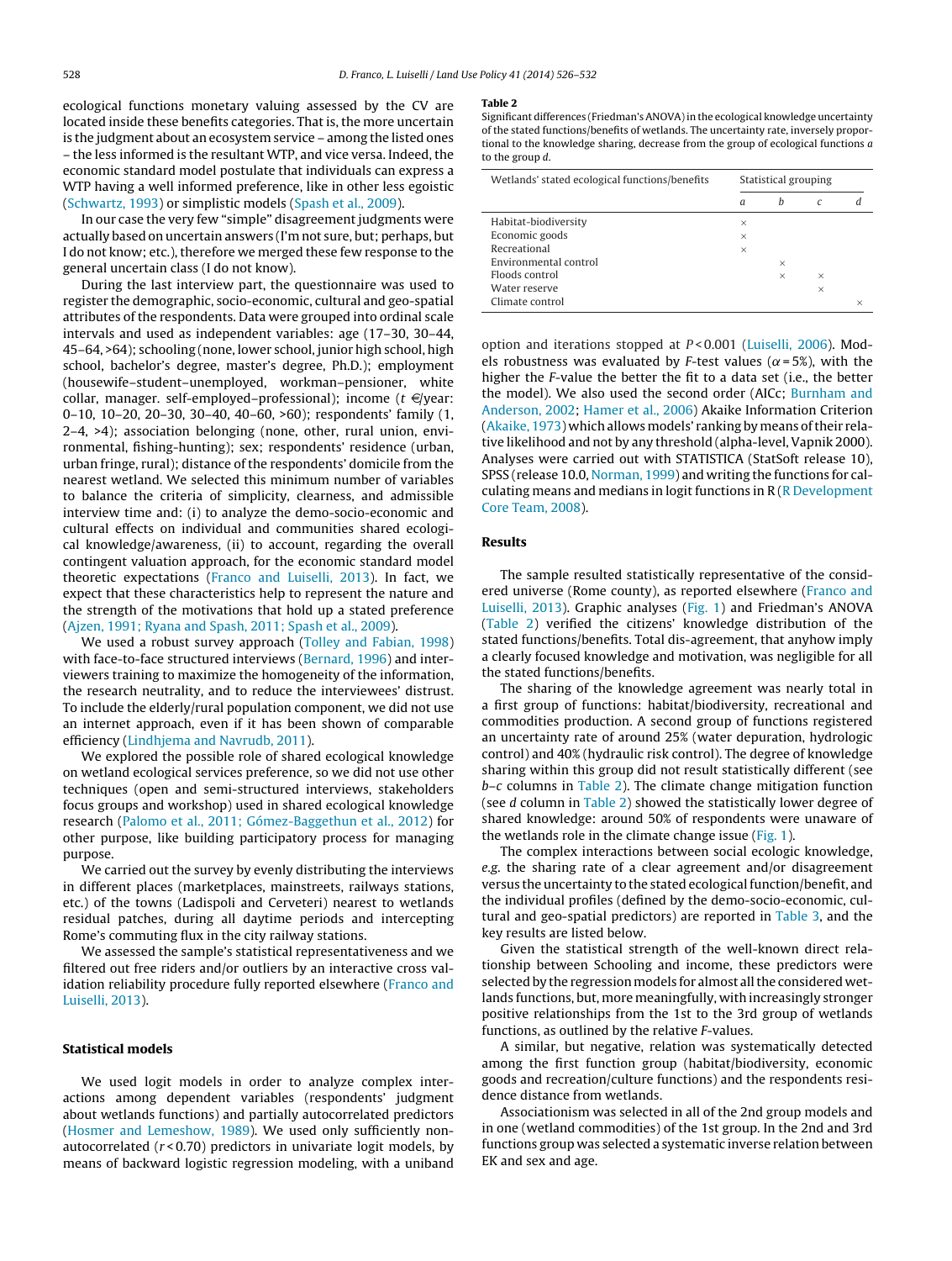ecological functions monetary valuing assessed by the CV are located inside these benefits categories. That is, the more uncertain is the judgment about an ecosystem service – among the listed ones – the less informed is the resultant WTP, and vice versa. Indeed, the economic standard model postulate that individuals can express a WTP having a well informed preference, like in other less egoistic (Schwartz, 1993) or simplistic models (Spash et al., 2009).

In our case the very few "simple" disagreement judgments were actually based on uncertain answers (I'm not sure, but; perhaps, but I do not know; etc.), therefore we merged these few response to the general uncertain class (I do not know).

During the last interview part, the questionnaire was used to register the demographic, socio-economic, cultural and geo-spatial attributes of the respondents. Data were grouped into ordinal scale intervals and used as independent variables: age (17–30, 30–44, 45–64, >64); schooling (none, lower school, junior high school, high school, bachelor's degree, master's degree, Ph.D.); employment (housewife–student–unemployed, workman–pensioner, white collar, manager. self-employed–professional); income (t €/year: 0–10, 10–20, 20–30, 30–40, 40–60, >60); respondents' family (1, 2–4, >4); association belonging (none, other, rural union, environmental, fishing-hunting); sex; respondents' residence (urban, urban fringe, rural); distance of the respondents' domicile from the nearest wetland. We selected this minimum number of variables to balance the criteria of simplicity, clearness, and admissible interview time and: (i) to analyze the demo-socio-economic and cultural effects on individual and communities shared ecological knowledge/awareness, (ii) to account, regarding the overall contingent valuation approach, for the economic standard model theoretic expectations (Franco and Luiselli, 2013). In fact, we expect that these characteristics help to represent the nature and the strength of the motivations that hold up a stated preference (Ajzen, 1991; Ryana and Spash, 2011; Spash et al., 2009).

We used a robust survey approach (Tolley and Fabian, 1998) with face-to-face structured interviews (Bernard, 1996) and interviewers training to maximize the homogeneity of the information, the research neutrality, and to reduce the interviewees' distrust. To include the elderly/rural population component, we did not use an internet approach, even if it has been shown of comparable efficiency (Lindhjema and Navrudb, 2011).

We explored the possible role of shared ecological knowledge on wetland ecological services preference, so we did not use other techniques (open and semi-structured interviews, stakeholders focus groups and workshop) used in shared ecological knowledge research (Palomo et al., 2011; Gómez-Baggethun et al., 2012) for other purpose, like building participatory process for managing purpose.

We carried out the survey by evenly distributing the interviews in different places (marketplaces, mainstreets, railways stations, etc.) of the towns (Ladispoli and Cerveteri) nearest to wetlands residual patches, during all daytime periods and intercepting Rome's commuting flux in the city railway stations.

We assessed the sample's statistical representativeness and we filtered out free riders and/or outliers by an interactive cross validation reliability procedure fully reported elsewhere (Franco and Luiselli, 2013).

## Statistical models

We used logit models in order to analyze complex interactions among dependent variables (respondents' judgment about wetlands functions) and partially autocorrelated predictors (Hosmer and Lemeshow, 1989). We used only sufficiently non-autocorrelated ($r < 0.70$) predictors in univariate logit models, by means of backward logistic regression modeling, with a uniband option and iterations stopped at $P < 0.001$ (Luiselli, 2006). Models robustness was evaluated by $F$-test values ($\alpha = 5\%$), with the higher the $F$-value the better the fit to a data set (i.e., the better the model). We also used the second order (AICc; Burnham and Anderson, 2002; Hamer et al., 2006) Akaike Information Criterion (Akaike, 1973) which allows models' ranking by means of their relative likelihood and not by any threshold (alpha-level, Vapnik 2000). Analyses were carried out with STATISTICA (StatSoft release 10), SPSS (release 10.0, Norman, 1999) and writing the functions for calculating means and medians in logit functions in R (R Development Core Team, 2008).

**Table 2**
Significant differences (Friedman's ANOVA) in the ecological knowledge uncertainty of the stated functions/benefits of wetlands. The uncertainty rate, inversely proportional to the knowledge sharing, decrease from the group of ecological functions *a* to the group *d*.

| Wetlands' stated ecological functions/benefits | Statistical grouping | | | |
|---|---|---|---|---|
| | *a* | *b* | *c* | *d* |
| Habitat-biodiversity | × | | | |
| Economic goods | × | | | |
| Recreational | × | | | |
| Environmental control | | × | | |
| Floods control | | × | × | |
| Water reserve | | | × | |
| Climate control | | | | × |

## Results

The sample resulted statistically representative of the considered universe (Rome county), as reported elsewhere (Franco and Luiselli, 2013). Graphic analyses (Fig. 1) and Friedman's ANOVA (Table 2) verified the citizens' knowledge distribution of the stated functions/benefits. Total dis-agreement, that anyhow imply a clearly focused knowledge and motivation, was negligible for all the stated functions/benefits.

The sharing of the knowledge agreement was nearly total in a first group of functions: habitat/biodiversity, recreational and commodities production. A second group of functions registered an uncertainty rate of around 25% (water depuration, hydrologic control) and 40% (hydraulic risk control). The degree of knowledge sharing within this group did not result statistically different (see *b*–*c* columns in Table 2). The climate change mitigation function (see *d* column in Table 2) showed the statistically lower degree of shared knowledge: around 50% of respondents were unaware of the wetlands role in the climate change issue (Fig. 1).

The complex interactions between social ecological knowledge, *e.g.* the sharing rate of a clear agreement and/or disagreement versus the uncertainty to the stated ecological function/benefit, and the individual profiles (defined by the demo-socio-economic, cultural and geo-spatial predictors) are reported in Table 3, and the key results are listed below.

Given the statistical strength of the well-known direct relationship between Schooling and income, these predictors were selected by the regression models for almost all the considered wetlands functions, but, more meaningfully, with increasingly stronger positive relationships from the 1st to the 3rd group of wetlands functions, as outlined by the relative $F$-values.

A similar, but negative, relation was systematically detected among the first function group (habitat/biodiversity, economic goods and recreation/culture functions) and the respondents residence distance from wetlands.

Associationism was selected in all of the 2nd group models and in one (wetland commodities) of the 1st group. In the 2nd and 3rd functions group was selected a systematic inverse relation between EK and sex and age.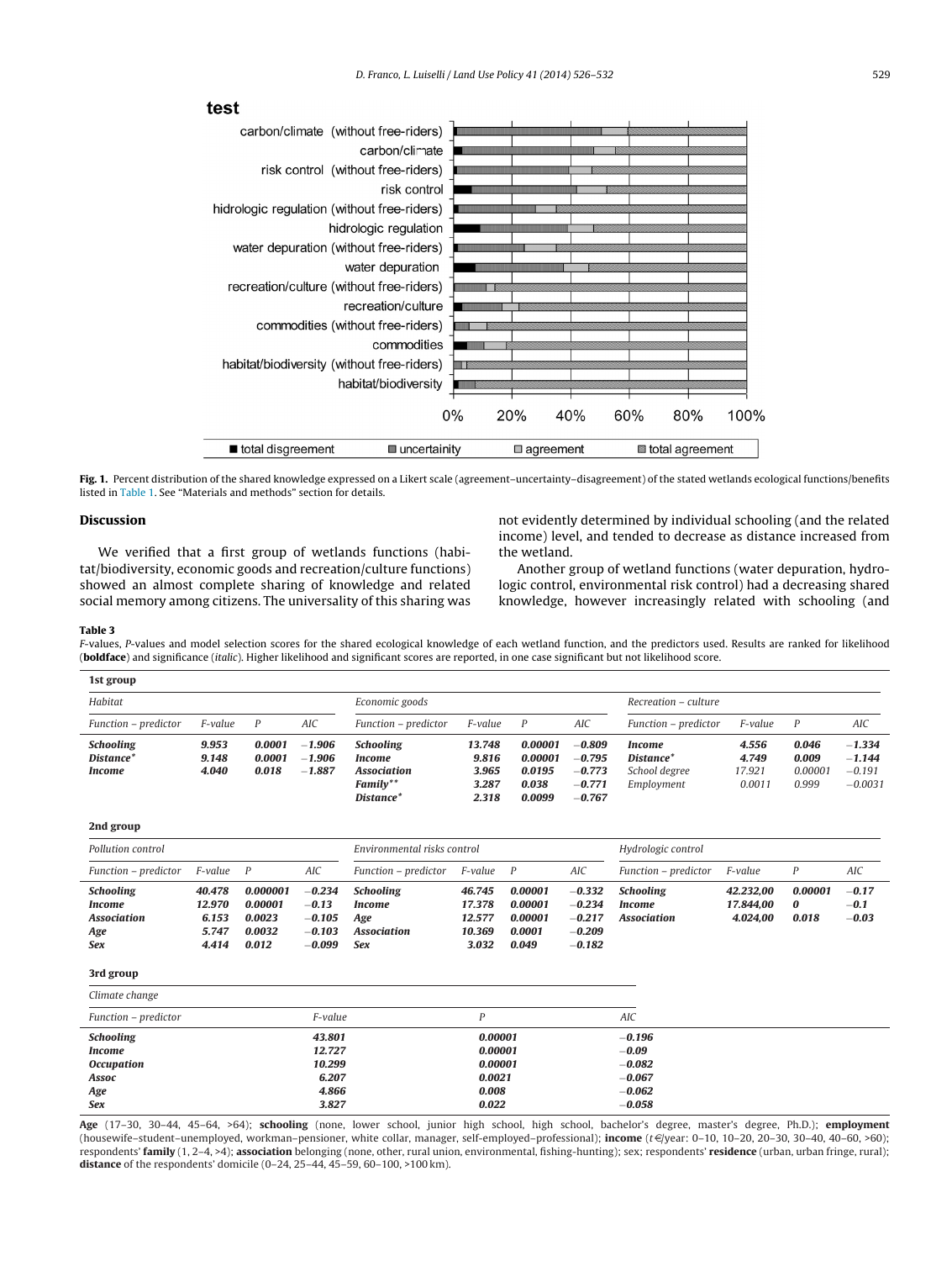**Fig. 1.** Percent distribution of the shared knowledge expressed on a Likert scale (agreement–uncertainty–disagreement) of the stated wetlands ecological functions/benefits listed in Table 1. See "Materials and methods" section for details.

## Discussion

We verified that a first group of wetlands functions (habitat/biodiversity, economic goods and recreation/culture functions) showed an almost complete sharing of knowledge and related social memory among citizens. The universality of this sharing was not evidently determined by individual schooling (and the related income) level, and tended to decrease as distance increased from the wetland.

Another group of wetland functions (water depuration, hydrologic control, environmental risk control) had a decreasing shared knowledge, however increasingly related with schooling (and

**Table 3**

*F*-values, *P*-values and model selection scores for the shared ecological knowledge of each wetland function, and the predictors used. Results are ranked for likelihood (**boldface**) and significance (*italic*). Higher likelihood and significant scores are reported, in one case significant but not likelihood score.

**1st group**

| *Habitat* | | | | *Economic goods* | | | | *Recreation – culture* | | | |
|---|---|---|---|---|---|---|---|---|---|---|---|
| *Function – predictor* | *F-value* | *P* | *AIC* | *Function – predictor* | *F-value* | *P* | *AIC* | *Function – predictor* | *F-value* | *P* | *AIC* |
| ***Schooling*** | ***9.953*** | ***0.0001*** | ***−1.906*** | ***Schooling*** | ***13.748*** | ***0.00001*** | ***−0.809*** | ***Income*** | ***4.556*** | ***0.046*** | ***−1.334*** |
| ***Distance**** | ***9.148*** | ***0.0001*** | ***−1.906*** | ***Income*** | ***9.816*** | ***0.00001*** | ***−0.795*** | ***Distance**** | ***4.749*** | ***0.009*** | ***−1.144*** |
| ***Income*** | ***4.040*** | ***0.018*** | ***−1.887*** | ***Association*** | ***3.965*** | ***0.0195*** | ***−0.773*** | *School degree* | *17.921* | *0.00001* | *−0.191* |
| | | | | ***Family***** | ***3.287*** | ***0.038*** | ***−0.771*** | *Employment* | *0.0011* | *0.999* | *−0.0031* |
| | | | | ***Distance**** | ***2.318*** | ***0.0099*** | ***−0.767*** | | | | |

**2nd group**

| *Pollution control* | | | | *Environmental risks control* | | | | *Hydrologic control* | | | |
|---|---|---|---|---|---|---|---|---|---|---|---|
| *Function – predictor* | *F-value* | *P* | *AIC* | *Function – predictor* | *F-value* | *P* | *AIC* | *Function – predictor* | *F-value* | *P* | *AIC* |
| ***Schooling*** | ***40.478*** | ***0.000001*** | ***−0.234*** | ***Schooling*** | ***46.745*** | ***0.00001*** | ***−0.332*** | ***Schooling*** | ***42.232,00*** | ***0.00001*** | ***−0.17*** |
| ***Income*** | ***12.970*** | ***0.00001*** | ***−0.13*** | ***Income*** | ***17.378*** | ***0.00001*** | ***−0.234*** | ***Income*** | ***17.844,00*** | ***0*** | ***−0.1*** |
| ***Association*** | ***6.153*** | ***0.0023*** | ***−0.105*** | ***Age*** | ***12.577*** | ***0.00001*** | ***−0.217*** | ***Association*** | ***4.024,00*** | ***0.018*** | ***−0.03*** |
| ***Age*** | ***5.747*** | ***0.0032*** | ***−0.103*** | ***Association*** | ***10.369*** | ***0.0001*** | ***−0.209*** | | | | |
| ***Sex*** | ***4.414*** | ***0.012*** | ***−0.099*** | ***Sex*** | ***3.032*** | ***0.049*** | ***−0.182*** | | | | |

**3rd group**

| *Climate change* | | | |
|---|---|---|---|
| *Function – predictor* | *F-value* | *P* | *AIC* |
| ***Schooling*** | ***43.801*** | ***0.00001*** | ***−0.196*** |
| ***Income*** | ***12.727*** | ***0.00001*** | ***−0.09*** |
| ***Occupation*** | ***10.299*** | ***0.00001*** | ***−0.082*** |
| ***Assoc*** | ***6.207*** | ***0.0021*** | ***−0.067*** |
| ***Age*** | ***4.866*** | ***0.008*** | ***−0.062*** |
| ***Sex*** | ***3.827*** | ***0.022*** | ***−0.058*** |

**Age** (17–30, 30–44, 45–64, >64); **schooling** (none, lower school, junior high school, high school, bachelor's degree, master's degree, Ph.D.); **employment** (housewife–student–unemployed, workman–pensioner, white collar, manager, self-employed–professional); **income** (*t* €/year: 0–10, 10–20, 20–30, 30–40, 40–60, >60); respondents' **family** (1, 2–4, >4); **association** belonging (none, other, rural union, environmental, fishing-hunting); sex; respondents' **residence** (urban, urban fringe, rural); **distance** of the respondents' domicile (0–24, 25–44, 45–59, 60–100, >100 km).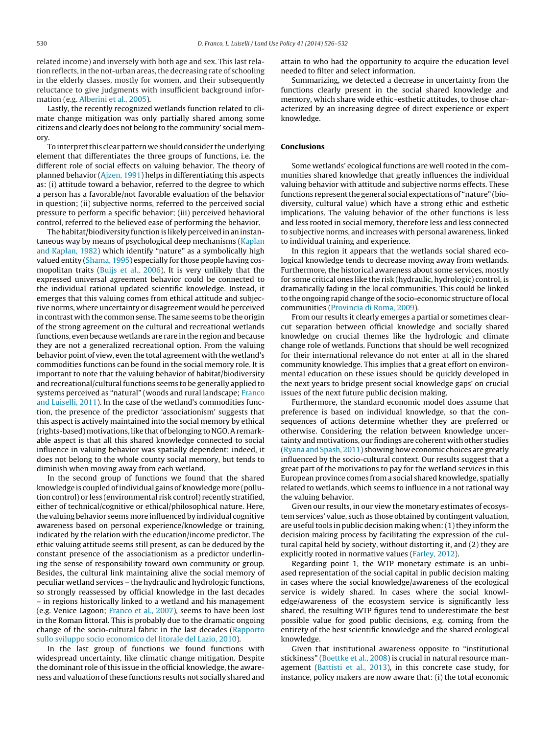related income) and inversely with both age and sex. This last relation reflects, in the not-urban areas, the decreasing rate of schooling in the elderly classes, mostly for women, and their subsequently reluctance to give judgments with insufficient background information (e.g. Alberini et al., 2005).

Lastly, the recently recognized wetlands function related to climate change mitigation was only partially shared among some citizens and clearly does not belong to the community' social memory.

To interpret this clear pattern we should consider the underlying element that differentiates the three groups of functions, i.e. the different role of social effects on valuing behavior. The theory of planned behavior (Ajzen, 1991) helps in differentiating this aspects as: (i) attitude toward a behavior, referred to the degree to which a person has a favorable/not favorable evaluation of the behavior in question; (ii) subjective norms, referred to the perceived social pressure to perform a specific behavior; (iii) perceived behavioral control, referred to the believed ease of performing the behavior.

The habitat/biodiversity function is likely perceived in an instantaneous way by means of psychological deep mechanisms (Kaplan and Kaplan, 1982) which identify "nature" as a symbolically high valued entity (Shama, 1995) especially for those people having cosmopolitan traits (Buijs et al., 2006). It is very unlikely that the expressed universal agreement behavior could be connected to the individual rational updated scientific knowledge. Instead, it emerges that this valuing comes from ethical attitude and subjective norms, where uncertainty or disagreement would be perceived in contrast with the common sense. The same seems to be the origin of the strong agreement on the cultural and recreational wetlands functions, even because wetlands are rare in the region and because they are not a generalized recreational option. From the valuing behavior point of view, even the total agreement with the wetland's commodities functions can be found in the social memory role. It is important to note that the valuing behavior of habitat/biodiversity and recreational/cultural functions seems to be generally applied to systems perceived as "natural" (woods and rural landscape; Franco and Luiselli, 2011). In the case of the wetland's commodities function, the presence of the predictor 'associationism' suggests that this aspect is actively maintained into the social memory by ethical (rights-based) motivations, like that of belonging to NGO. A remarkable aspect is that all this shared knowledge connected to social influence in valuing behavior was spatially dependent: indeed, it does not belong to the whole county social memory, but tends to diminish when moving away from each wetland.

In the second group of functions we found that the shared knowledge is coupled of individual gains of knowledge more (pollution control) or less (environmental risk control) recently stratified, either of technical/cognitive or ethical/philosophical nature. Here, the valuing behavior seems more influenced by individual cognitive awareness based on personal experience/knowledge or training, indicated by the relation with the education/income predictor. The ethic valuing attitude seems still present, as can be deduced by the constant presence of the associationism as a predictor underlining the sense of responsibility toward own community or group. Besides, the cultural link maintaining alive the social memory of peculiar wetland services – the hydraulic and hydrologic functions, so strongly reassessed by official knowledge in the last decades – in regions historically linked to a wetland and his management (e.g. Venice Lagoon; Franco et al., 2007), seems to have been lost in the Roman littoral. This is probably due to the dramatic ongoing change of the socio-cultural fabric in the last decades (Rapporto sullo sviluppo socio economico del litorale del Lazio, 2010).

In the last group of functions we found functions with widespread uncertainty, like climatic change mitigation. Despite the dominant role of this issue in the official knowledge, the awareness and valuation of these functions results not socially shared and attain to who had the opportunity to acquire the education level needed to filter and select information.

Summarizing, we detected a decrease in uncertainty from the functions clearly present in the social shared knowledge and memory, which share wide ethic–esthetic attitudes, to those characterized by an increasing degree of direct experience or expert knowledge.

## Conclusions

Some wetlands' ecological functions are well rooted in the communities shared knowledge that greatly influences the individual valuing behavior with attitude and subjective norms effects. These functions represent the general social expectations of "nature" (biodiversity, cultural value) which have a strong ethic and esthetic implications. The valuing behavior of the other functions is less and less rooted in social memory, therefore less and less connected to subjective norms, and increases with personal awareness, linked to individual training and experience.

In this region it appears that the wetlands social shared ecological knowledge tends to decrease moving away from wetlands. Furthermore, the historical awareness about some services, mostly for some critical ones like the risk (hydraulic, hydrologic) control, is dramatically fading in the local communities. This could be linked to the ongoing rapid change of the socio-economic structure of local communities (Provincia di Roma, 2009).

From our results it clearly emerges a partial or sometimes clear-cut separation between official knowledge and socially shared knowledge on crucial themes like the hydrologic and climate change role of wetlands. Functions that should be well recognized for their international relevance do not enter at all in the shared community knowledge. This implies that a great effort on environmental education on these issues should be quickly developed in the next years to bridge present social knowledge gaps' on crucial issues of the next future public decision making.

Furthermore, the standard economic model does assume that preference is based on individual knowledge, so that the consequences of actions determine whether they are preferred or otherwise. Considering the relation between knowledge uncertainty and motivations, our findings are coherent with other studies (Ryana and Spash, 2011) showing how economic choices are greatly influenced by the socio-cultural context. Our results suggest that a great part of the motivations to pay for the wetland services in this European province comes from a social shared knowledge, spatially related to wetlands, which seems to influence in a not rational way the valuing behavior.

Given our results, in our view the monetary estimates of ecosystem services' value, such as those obtained by contingent valuation, are useful tools in public decision making when: (1) they inform the decision making process by facilitating the expression of the cultural capital held by society, without distorting it, and (2) they are explicitly rooted in normative values (Farley, 2012).

Regarding point 1, the WTP monetary estimate is an unbiased representation of the social capital in public decision making in cases where the social knowledge/awareness of the ecological service is widely shared. In cases where the social knowledge/awareness of the ecosystem service is significantly less shared, the resulting WTP figures tend to underestimate the best possible value for good public decisions, e.g. coming from the entirety of the best scientific knowledge and the shared ecological knowledge.

Given that institutional awareness opposite to "institutional stickiness" (Boettke et al., 2008) is crucial in natural resource management (Battisti et al., 2013), in this concrete case study, for instance, policy makers are now aware that: (i) the total economic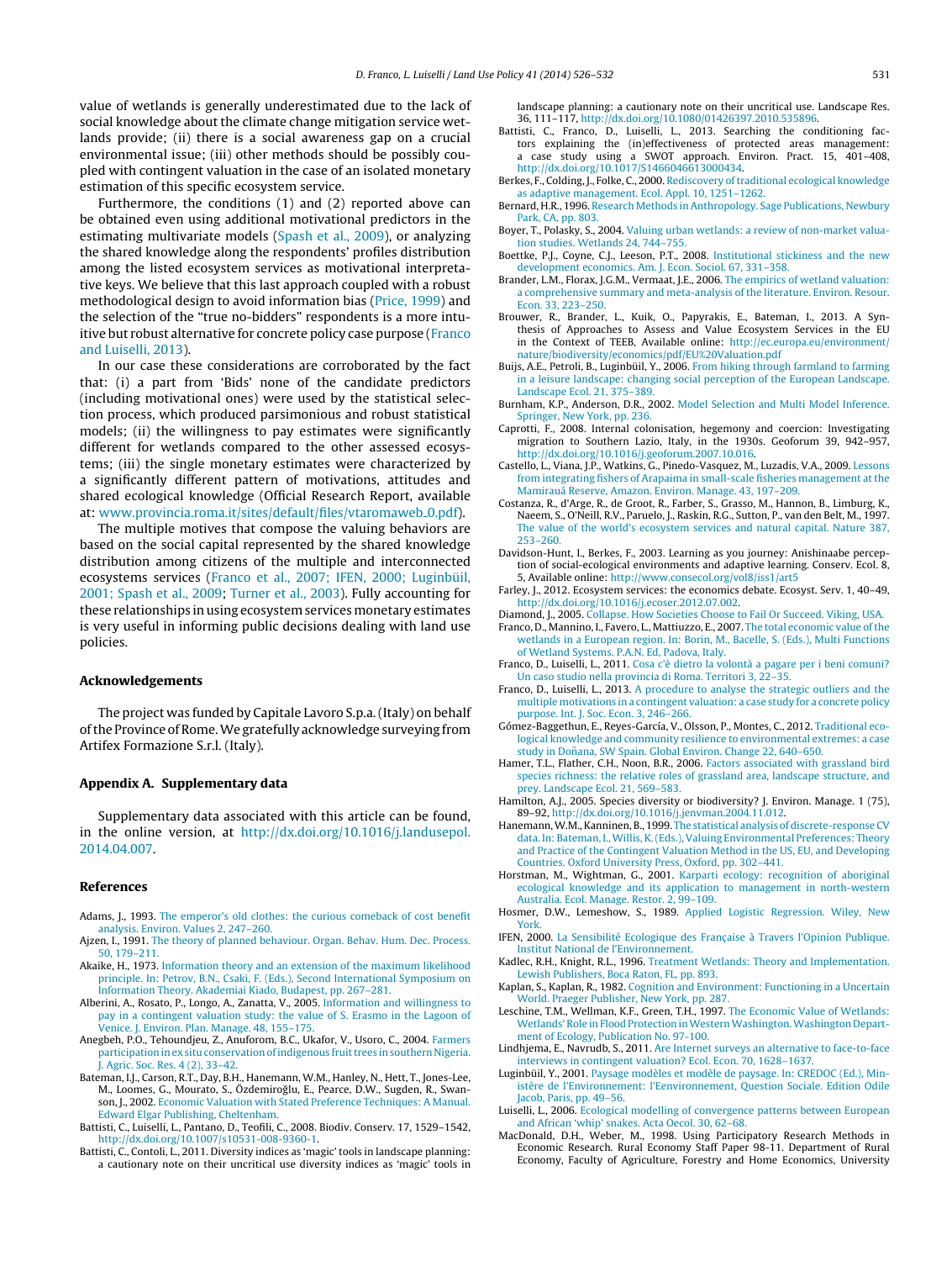value of wetlands is generally underestimated due to the lack of social knowledge about the climate change mitigation service wetlands provide; (ii) there is a social awareness gap on a crucial environmental issue; (iii) other methods should be possibly coupled with contingent valuation in the case of an isolated monetary estimation of this specific ecosystem service.

Furthermore, the conditions (1) and (2) reported above can be obtained even using additional motivational predictors in the estimating multivariate models (Spash et al., 2009), or analyzing the shared knowledge along the respondents' profiles distribution among the listed ecosystem services as motivational interpretative keys. We believe that this last approach coupled with a robust methodological design to avoid information bias (Price, 1999) and the selection of the "true no-bidders" respondents is a more intuitive but robust alternative for concrete policy case purpose (Franco and Luiselli, 2013).

In our case these considerations are corroborated by the fact that: (i) a part from 'Bids' none of the candidate predictors (including motivational ones) were used by the statistical selection process, which produced parsimonious and robust statistical models; (ii) the willingness to pay estimates were significantly different for wetlands compared to the other assessed ecosystems; (iii) the single monetary estimates were characterized by a significantly different pattern of motivations, attitudes and shared ecological knowledge (Official Research Report, available at: www.provincia.roma.it/sites/default/files/vtaromaweb_0.pdf).

The multiple motives that compose the valuing behaviors are based on the social capital represented by the shared knowledge distribution among citizens of the multiple and interconnected ecosystems services (Franco et al., 2007; IFEN, 2000; Luginbüil, 2001; Spash et al., 2009; Turner et al., 2003). Fully accounting for these relationships in using ecosystem services monetary estimates is very useful in informing public decisions dealing with land use policies.

## Acknowledgements

The project was funded by Capitale Lavoro S.p.a. (Italy) on behalf of the Province of Rome. We gratefully acknowledge surveying from Artifex Formazione S.r.l. (Italy).

## Appendix A. Supplementary data

Supplementary data associated with this article can be found, in the online version, at http://dx.doi.org/10.1016/j.landusepol.2014.04.007.

## References

Adams, J., 1993. The emperor's old clothes: the curious comeback of cost benefit analysis. Environ. Values 2, 247–260.

Ajzen, I., 1991. The theory of planned behaviour. Organ. Behav. Hum. Dec. Process. 50, 179–211.

Akaike, H., 1973. Information theory and an extension of the maximum likelihood principle. In: Petrov, B.N., Csaki, F. (Eds.), Second International Symposium on Information Theory. Akademiai Kiado, Budapest, pp. 267–281.

Alberini, A., Rosato, P., Longo, A., Zanatta, V., 2005. Information and willingness to pay in a contingent valuation study: the value of S. Erasmo in the Lagoon of Venice. J. Environ. Plan. Manage. 48, 155–175.

Anegbeh, P.O., Tehoundjeu, Z., Anuforom, B.C., Ukafor, V., Usoro, C., 2004. Farmers participation in ex situ conservation of indigenous fruit trees in southern Nigeria. J. Agric. Soc. Res. 4 (2), 33–42.

Bateman, I.J., Carson, R.T., Day, B.H., Hanemann, W.M., Hanley, N., Hett, T., Jones-Lee, M., Loomes, G., Mourato, S., Özdemiroğlu, E., Pearce, D.W., Sugden, R., Swanson, J., 2002. Economic Valuation with Stated Preference Techniques: A Manual. Edward Elgar Publishing, Cheltenham.

Battisti, C., Luiselli, L., Pantano, D., Teofili, C., 2008. Biodiv. Conserv. 17, 1529–1542, http://dx.doi.org/10.1007/s10531-008-9360-1.

Battisti, C., Contoli, L., 2011. Diversity indices as 'magic' tools in landscape planning: a cautionary note on their uncritical use diversity indices as 'magic' tools in landscape planning: a cautionary note on their uncritical use. Landscape Res. 36, 111–117, http://dx.doi.org/10.1080/01426397.2010.535896.

Battisti, C., Franco, D., Luiselli, L., 2013. Searching the conditioning factors explaining the (in)effectiveness of protected areas management: a case study using a SWOT approach. Environ. Pract. 15, 401–408, http://dx.doi.org/10.1017/S1466046613000434.

Berkes, F., Colding, J., Folke, C., 2000. Rediscovery of traditional ecological knowledge as adaptive management. Ecol. Appl. 10, 1251–1262.

Bernard, H.R., 1996. Research Methods in Anthropology. Sage Publications, Newbury Park, CA, pp. 803.

Boyer, T., Polasky, S., 2004. Valuing urban wetlands: a review of non-market valuation studies. Wetlands 24, 744–755.

Boettke, P.J., Coyne, C.J., Leeson, P.T., 2008. Institutional stickiness and the new development economics. Am. J. Econ. Sociol. 67, 331–358.

Brander, L.M., Florax, J.G.M., Vermaat, J.E., 2006. The empirics of wetland valuation: a comprehensive summary and meta-analysis of the literature. Environ. Resour. Econ. 33, 223–250.

Brouwer, R., Brander, L., Kuik, O., Papyrakis, E., Bateman, I., 2013. A Synthesis of Approaches to Assess and Value Ecosystem Services in the EU in the Context of TEEB, Available online: http://ec.europa.eu/environment/nature/biodiversity/economics/pdf/EU%20Valuation.pdf

Buijs, A.E., Petroli, B., Luginbüil, Y., 2006. From hiking through farmland to farming in a leisure landscape: changing social perception of the European Landscape. Landscape Ecol. 21, 375–389.

Burnham, K.P., Anderson, D.R., 2002. Model Selection and Multi Model Inference. Springer, New York, pp. 236.

Caprotti, F., 2008. Internal colonisation, hegemony and coercion: Investigating migration to Southern Lazio, Italy, in the 1930s. Geoforum 39, 942–957, http://dx.doi.org/10.1016/j.geoforum.2007.10.016.

Castello, L., Viana, J.P., Watkins, G., Pinedo-Vasquez, M., Luzadis, V.A., 2009. Lessons from integrating fishers of Arapaima in small-scale fisheries management at the Mamirauá Reserve, Amazon. Environ. Manage. 43, 197–209.

Costanza, R., d'Arge, R., de Groot, R., Farber, S., Grasso, M., Hannon, B., Limburg, K., Naeem, S., O'Neill, R.V., Paruelo, J., Raskin, R.G., Sutton, P., van den Belt, M., 1997. The value of the world's ecosystem services and natural capital. Nature 387, 253–260.

Davidson-Hunt, I., Berkes, F., 2003. Learning as you journey: Anishinaabe perception of social-ecological environments and adaptive learning. Conserv. Ecol. 8, 5, Available online: http://www.consecol.org/vol8/iss1/art5

Farley, J., 2012. Ecosystem services: the economics debate. Ecosyst. Serv. 1, 40–49, http://dx.doi.org/10.1016/j.ecoser.2012.07.002.

Diamond, J., 2005. Collapse. How Societies Choose to Fail Or Succeed. Viking, USA.

Franco, D., Mannino, I., Favero, L., Mattiuzzo, E., 2007. The total economic value of the wetlands in a European region. In: Borin, M., Bacelle, S. (Eds.), Multi Functions of Wetland Systems. P.A.N. Ed, Padova, Italy.

Franco, D., Luiselli, L., 2011. Cosa c'è dietro la volontà a pagare per i beni comuni? Un caso studio nella provincia di Roma. Territori 3, 22–35.

Franco, D., Luiselli, L., 2013. A procedure to analyse the strategic outliers and the multiple motivations in a contingent valuation: a case study for a concrete policy purpose. Int. J. Soc. Econ. 3, 246–266.

Gómez-Baggethun, E., Reyes-García, V., Olsson, P., Montes, C., 2012. Traditional ecological knowledge and community resilience to environmental extremes: a case study in Doñana, SW Spain. Global Environ. Change 22, 640–650.

Hamer, T.L., Flather, C.H., Noon, B.R., 2006. Factors associated with grassland bird species richness: the relative roles of grassland area, landscape structure, and prey. Landscape Ecol. 21, 569–583.

Hamilton, A.J., 2005. Species diversity or biodiversity? J. Environ. Manage. 1 (75), 89–92, http://dx.doi.org/10.1016/j.jenvman.2004.11.012.

Hanemann, W.M., Kanninen, B., 1999. The statistical analysis of discrete-response CV data. In: Bateman, I., Willis, K. (Eds.), Valuing Environmental Preferences: Theory and Practice of the Contingent Valuation Method in the US, EU, and Developing Countries. Oxford University Press, Oxford, pp. 302–441.

Horstman, M., Wightman, G., 2001. Karparti ecology: recognition of aboriginal ecological knowledge and its application to management in north-western Australia. Ecol. Manage. Restor. 2, 99–109.

Hosmer, D.W., Lemeshow, S., 1989. Applied Logistic Regression. Wiley, New York.

IFEN, 2000. La Sensibilité Ecologique des Française à Travers l'Opinion Publique. Institut National de l'Environnement.

Kadlec, R.H., Knight, R.L., 1996. Treatment Wetlands: Theory and Implementation. Lewish Publishers, Boca Raton, FL, pp. 893.

Kaplan, S., Kaplan, R., 1982. Cognition and Environment: Functioning in a Uncertain World. Praeger Publisher, New York, pp. 287.

Leschine, T.M., Wellman, K.F., Green, T.H., 1997. The Economic Value of Wetlands: Wetlands' Role in Flood Protection in Western Washington. Washington Department of Ecology, Publication No. 97-100.

Lindhjema, E., Navrudb, S., 2011. Are Internet surveys an alternative to face-to-face interviews in contingent valuation? Ecol. Econ. 70, 1628–1637.

Luginbüil, Y., 2001. Paysage modèles et modèle de paysage. In: CREDOC (Ed.), Ministère de l'Environnement: l'Eenvironnement, Question Sociale. Edition Odile Jacob, Paris, pp. 49–56.

Luiselli, L., 2006. Ecological modelling of convergence patterns between European and African 'whip' snakes. Acta Oecol. 30, 62–68.

MacDonald, D.H., Weber, M., 1998. Using Participatory Research Methods in Economic Research. Rural Economy Staff Paper 98-11. Department of Rural Economy, Faculty of Agriculture, Forestry and Home Economics, University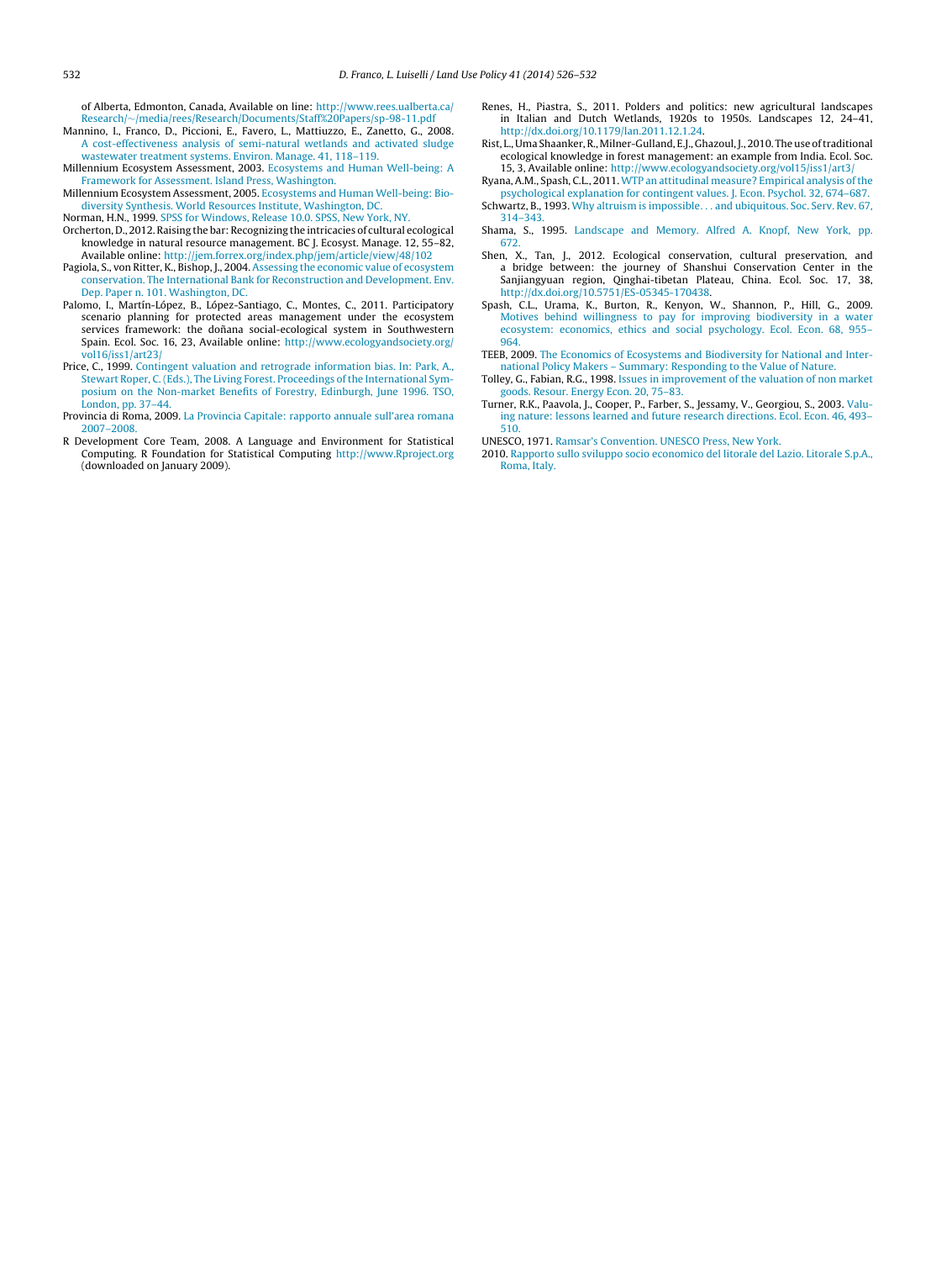of Alberta, Edmonton, Canada, Available on line: http://www.rees.ualberta.ca/Research/~/media/rees/Research/Documents/Staff%20Papers/sp-98-11.pdf

Mannino, I., Franco, D., Piccioni, E., Favero, L., Mattiuzzo, E., Zanetto, G., 2008. A cost-effectiveness analysis of semi-natural wetlands and activated sludge wastewater treatment systems. Environ. Manage. 41, 118–119.

Millennium Ecosystem Assessment, 2003. Ecosystems and Human Well-being: A Framework for Assessment. Island Press, Washington.

Millennium Ecosystem Assessment, 2005. Ecosystems and Human Well-being: Biodiversity Synthesis. World Resources Institute, Washington, DC.

Norman, H.N., 1999. SPSS for Windows, Release 10.0. SPSS, New York, NY.

Orcherton, D., 2012. Raising the bar: Recognizing the intricacies of cultural ecological knowledge in natural resource management. BC J. Ecosyst. Manage. 12, 55–82, Available online: http://jem.forrex.org/index.php/jem/article/view/48/102

Pagiola, S., von Ritter, K., Bishop, J., 2004. Assessing the economic value of ecosystem conservation. The International Bank for Reconstruction and Development. Env. Dep. Paper n. 101. Washington, DC.

Palomo, I., Martín-López, B., López-Santiago, C., Montes, C., 2011. Participatory scenario planning for protected areas management under the ecosystem services framework: the doñana social-ecological system in Southwestern Spain. Ecol. Soc. 16, 23, Available online: http://www.ecologyandsociety.org/vol16/iss1/art23/

Price, C., 1999. Contingent valuation and retrograde information bias. In: Park, A., Stewart Roper, C. (Eds.), The Living Forest. Proceedings of the International Symposium on the Non-market Benefits of Forestry, Edinburgh, June 1996. TSO, London, pp. 37–44.

Provincia di Roma, 2009. La Provincia Capitale: rapporto annuale sull'area romana 2007–2008.

R Development Core Team, 2008. A Language and Environment for Statistical Computing. R Foundation for Statistical Computing http://www.Rproject.org (downloaded on January 2009).

Renes, H., Piastra, S., 2011. Polders and politics: new agricultural landscapes in Italian and Dutch Wetlands, 1920s to 1950s. Landscapes 12, 24–41, http://dx.doi.org/10.1179/lan.2011.12.1.24.

Rist, L., Uma Shaanker, R., Milner-Gulland, E.J., Ghazoul, J., 2010. The use of traditional ecological knowledge in forest management: an example from India. Ecol. Soc. 15, 3, Available online: http://www.ecologyandsociety.org/vol15/iss1/art3/

Ryana, A.M., Spash, C.L., 2011. WTP an attitudinal measure? Empirical analysis of the psychological explanation for contingent values. J. Econ. Psychol. 32, 674–687.

Schwartz, B., 1993. Why altruism is impossible... and ubiquitous. Soc. Serv. Rev. 67, 314–343.

Shama, S., 1995. Landscape and Memory. Alfred A. Knopf, New York, pp. 672.

Shen, X., Tan, J., 2012. Ecological conservation, cultural preservation, and a bridge between: the journey of Shanshui Conservation Center in the Sanjiangyuan region, Qinghai-tibetan Plateau, China. Ecol. Soc. 17, 38, http://dx.doi.org/10.5751/ES-05345-170438.

Spash, C.L., Urama, K., Burton, R., Kenyon, W., Shannon, P., Hill, G., 2009. Motives behind willingness to pay for improving biodiversity in a water ecosystem: economics, ethics and social psychology. Ecol. Econ. 68, 955–964.

TEEB, 2009. The Economics of Ecosystems and Biodiversity for National and International Policy Makers – Summary: Responding to the Value of Nature.

Tolley, G., Fabian, R.G., 1998. Issues in improvement of the valuation of non market goods. Resour. Energy Econ. 20, 75–83.

Turner, R.K., Paavola, J., Cooper, P., Farber, S., Jessamy, V., Georgiou, S., 2003. Valuing nature: lessons learned and future research directions. Ecol. Econ. 46, 493–510.

UNESCO, 1971. Ramsar's Convention. UNESCO Press, New York.

2010. Rapporto sullo sviluppo socio economico del litorale del Lazio. Litorale S.p.A., Roma, Italy.